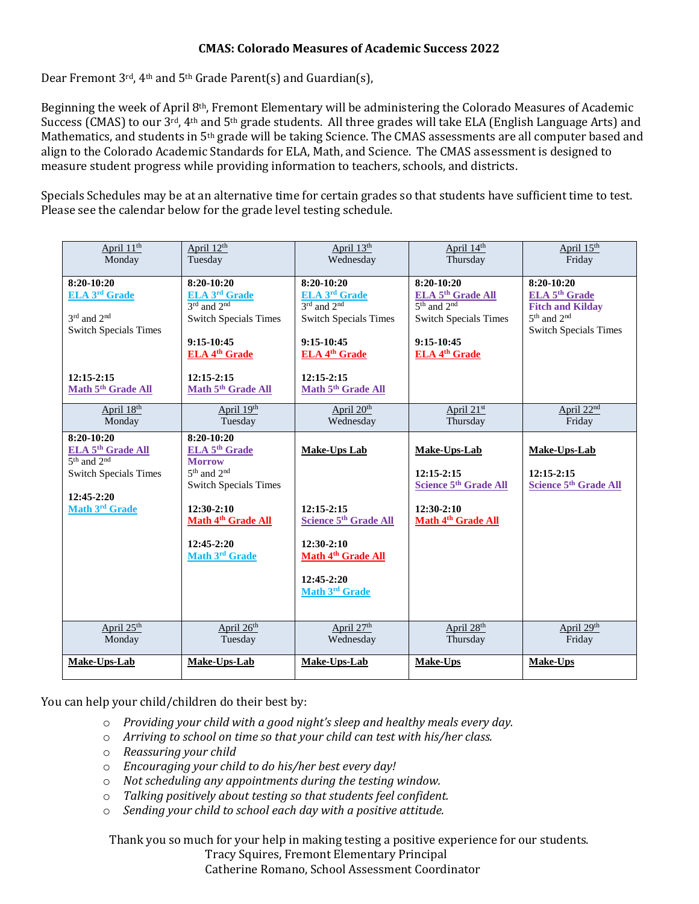**CMAS: Colorado Measures of Academic Success 2022**

Dear Fremont 3rd, 4th and 5th Grade Parent(s) and Guardian(s),

Beginning the week of April 8th, Fremont Elementary will be administering the Colorado Measures of Academic Success (CMAS) to our 3rd, 4th and 5th grade students. All three grades will take ELA (English Language Arts) and Mathematics, and students in 5th grade will be taking Science. The CMAS assessments are all computer based and align to the Colorado Academic Standards for ELA, Math, and Science. The CMAS assessment is designed to measure student progress while providing information to teachers, schools, and districts.

Specials Schedules may be at an alternative time for certain grades so that students have sufficient time to test. Please see the calendar below for the grade level testing schedule.

| April 11th Monday | April 12th Tuesday | April 13th Wednesday | April 14th Thursday | April 15th Friday |
|---|---|---|---|---|
| **8:20-10:20** **ELA 3rd Grade** 3rd and 2nd Switch Specials Times **12:15-2:15** **Math 5th Grade All** | **8:20-10:20** **ELA 3rd Grade** 3rd and 2nd Switch Specials Times **9:15-10:45** **ELA 4th Grade** **12:15-2:15** **Math 5th Grade All** | **8:20-10:20** **ELA 3rd Grade** 3rd and 2nd Switch Specials Times **9:15-10:45** **ELA 4th Grade** **12:15-2:15** **Math 5th Grade All** | **8:20-10:20** **ELA 5th Grade All** 5th and 2nd Switch Specials Times **9:15-10:45** **ELA 4th Grade** | **8:20-10:20** **ELA 5th Grade Fitch and Kilday** 5th and 2nd Switch Specials Times |
| **April 18th Monday** | **April 19th Tuesday** | **April 20th Wednesday** | **April 21st Thursday** | **April 22nd Friday** |
| **8:20-10:20** **ELA 5th Grade All** 5th and 2nd Switch Specials Times **12:45-2:20** **Math 3rd Grade** | **8:20-10:20** **ELA 5th Grade Morrow** 5th and 2nd Switch Specials Times **12:30-2:10** **Math 4th Grade All** **12:45-2:20** **Math 3rd Grade** | **Make-Ups Lab** **12:15-2:15** **Science 5th Grade All** **12:30-2:10** **Math 4th Grade All** **12:45-2:20** **Math 3rd Grade** | **Make-Ups-Lab** **12:15-2:15** **Science 5th Grade All** **12:30-2:10** **Math 4th Grade All** | **Make-Ups-Lab** **12:15-2:15** **Science 5th Grade All** |
| **April 25th Monday** | **April 26th Tuesday** | **April 27th Wednesday** | **April 28th Thursday** | **April 29th Friday** |
| **Make-Ups-Lab** | **Make-Ups-Lab** | **Make-Ups-Lab** | **Make-Ups** | **Make-Ups** |

You can help your child/children do their best by:

- *Providing your child with a good night's sleep and healthy meals every day.*
- *Arriving to school on time so that your child can test with his/her class.*
- *Reassuring your child*
- *Encouraging your child to do his/her best every day!*
- *Not scheduling any appointments during the testing window.*
- *Talking positively about testing so that students feel confident.*
- *Sending your child to school each day with a positive attitude.*

Thank you so much for your help in making testing a positive experience for our students.

Tracy Squires, Fremont Elementary Principal
Catherine Romano, School Assessment Coordinator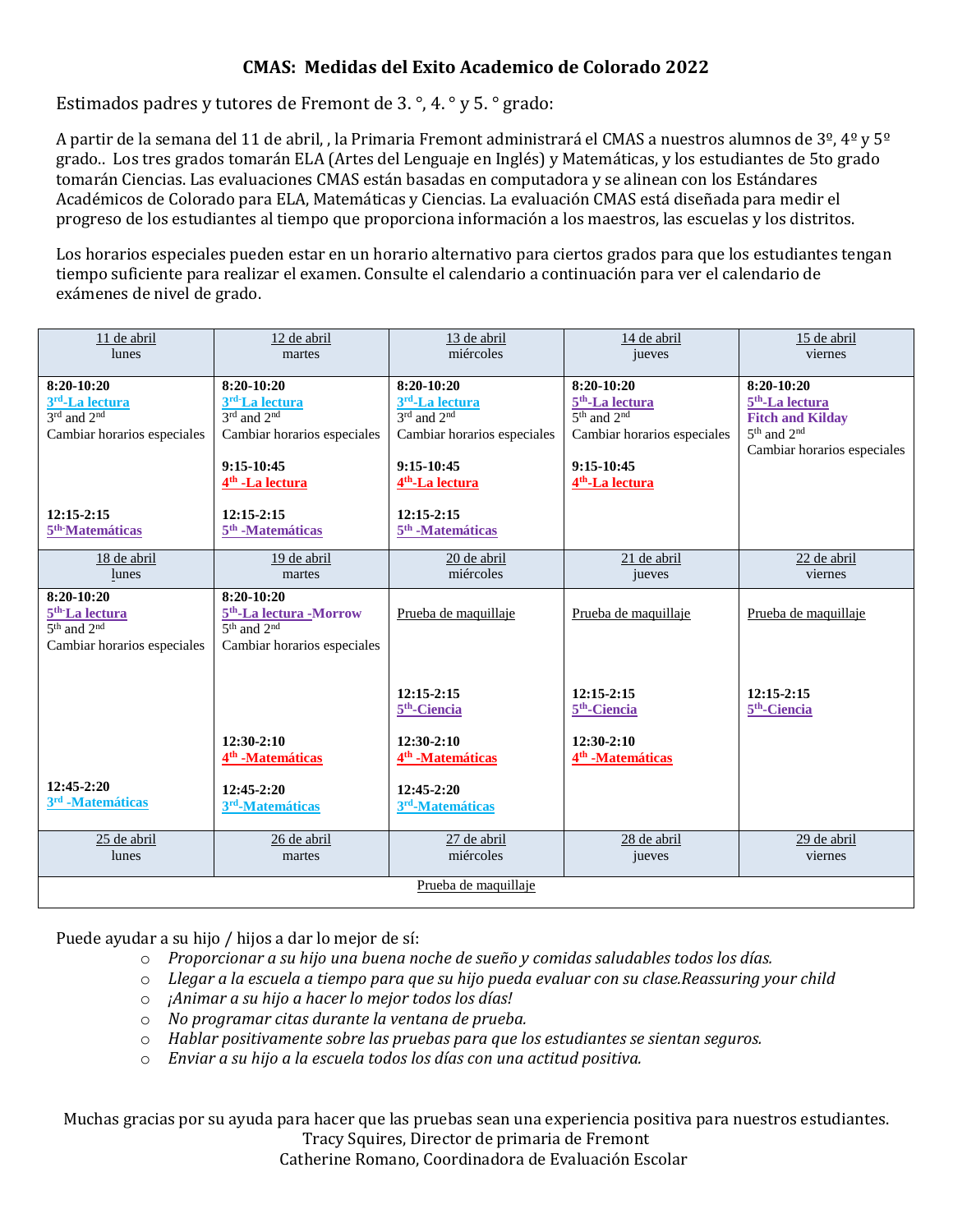**CMAS: Medidas del Exito Academico de Colorado 2022**

Estimados padres y tutores de Fremont de 3. °, 4. ° y 5. ° grado:

A partir de la semana del 11 de abril, , la Primaria Fremont administrará el CMAS a nuestros alumnos de 3º, 4º y 5º grado.. Los tres grados tomarán ELA (Artes del Lenguaje en Inglés) y Matemáticas, y los estudiantes de 5to grado tomarán Ciencias. Las evaluaciones CMAS están basadas en computadora y se alinean con los Estándares Académicos de Colorado para ELA, Matemáticas y Ciencias. La evaluación CMAS está diseñada para medir el progreso de los estudiantes al tiempo que proporciona información a los maestros, las escuelas y los distritos.

Los horarios especiales pueden estar en un horario alternativo para ciertos grados para que los estudiantes tengan tiempo suficiente para realizar el examen. Consulte el calendario a continuación para ver el calendario de exámenes de nivel de grado.

| 11 de abril lunes | 12 de abril martes | 13 de abril miércoles | 14 de abril jueves | 15 de abril viernes |
|---|---|---|---|---|
| **8:20-10:20** 3rd-La lectura 3rd and 2nd Cambiar horarios especiales<br><br>**12:15-2:15** 5th-Matemáticas | **8:20-10:20** 3rd-La lectura 3rd and 2nd Cambiar horarios especiales<br><br>**9:15-10:45** 4th -La lectura<br><br>**12:15-2:15** 5th -Matemáticas | **8:20-10:20** 3rd-La lectura 3rd and 2nd Cambiar horarios especiales<br><br>**9:15-10:45** 4th-La lectura<br><br>**12:15-2:15** 5th -Matemáticas | **8:20-10:20** 5th-La lectura 5th and 2nd Cambiar horarios especiales<br><br>**9:15-10:45** 4th-La lectura | **8:20-10:20** 5th-La lectura Fitch and Kilday 5th and 2nd Cambiar horarios especiales |
| 18 de abril lunes | 19 de abril martes | 20 de abril miércoles | 21 de abril jueves | 22 de abril viernes |
| **8:20-10:20** 5th-La lectura 5th and 2nd Cambiar horarios especiales<br><br>**12:45-2:20** 3rd -Matemáticas | **8:20-10:20** 5th-La lectura -Morrow 5th and 2nd Cambiar horarios especiales<br><br>**12:30-2:10** 4th -Matemáticas<br><br>**12:45-2:20** 3rd-Matemáticas | Prueba de maquillaje<br><br>**12:15-2:15** 5th-Ciencia<br><br>**12:30-2:10** 4th -Matemáticas<br><br>**12:45-2:20** 3rd-Matemáticas | Prueba de maquillaje<br><br>**12:15-2:15** 5th-Ciencia<br><br>**12:30-2:10** 4th -Matemáticas | Prueba de maquillaje<br><br>**12:15-2:15** 5th-Ciencia |
| 25 de abril lunes | 26 de abril martes | 27 de abril miércoles | 28 de abril jueves | 29 de abril viernes |
| Prueba de maquillaje | | | | |

Puede ayudar a su hijo / hijos a dar lo mejor de sí:

- *Proporcionar a su hijo una buena noche de sueño y comidas saludables todos los días.*
- *Llegar a la escuela a tiempo para que su hijo pueda evaluar con su clase.Reassuring your child*
- *¡Animar a su hijo a hacer lo mejor todos los días!*
- *No programar citas durante la ventana de prueba.*
- *Hablar positivamente sobre las pruebas para que los estudiantes se sientan seguros.*
- *Enviar a su hijo a la escuela todos los días con una actitud positiva.*

Muchas gracias por su ayuda para hacer que las pruebas sean una experiencia positiva para nuestros estudiantes.
Tracy Squires, Director de primaria de Fremont
Catherine Romano, Coordinadora de Evaluación Escolar